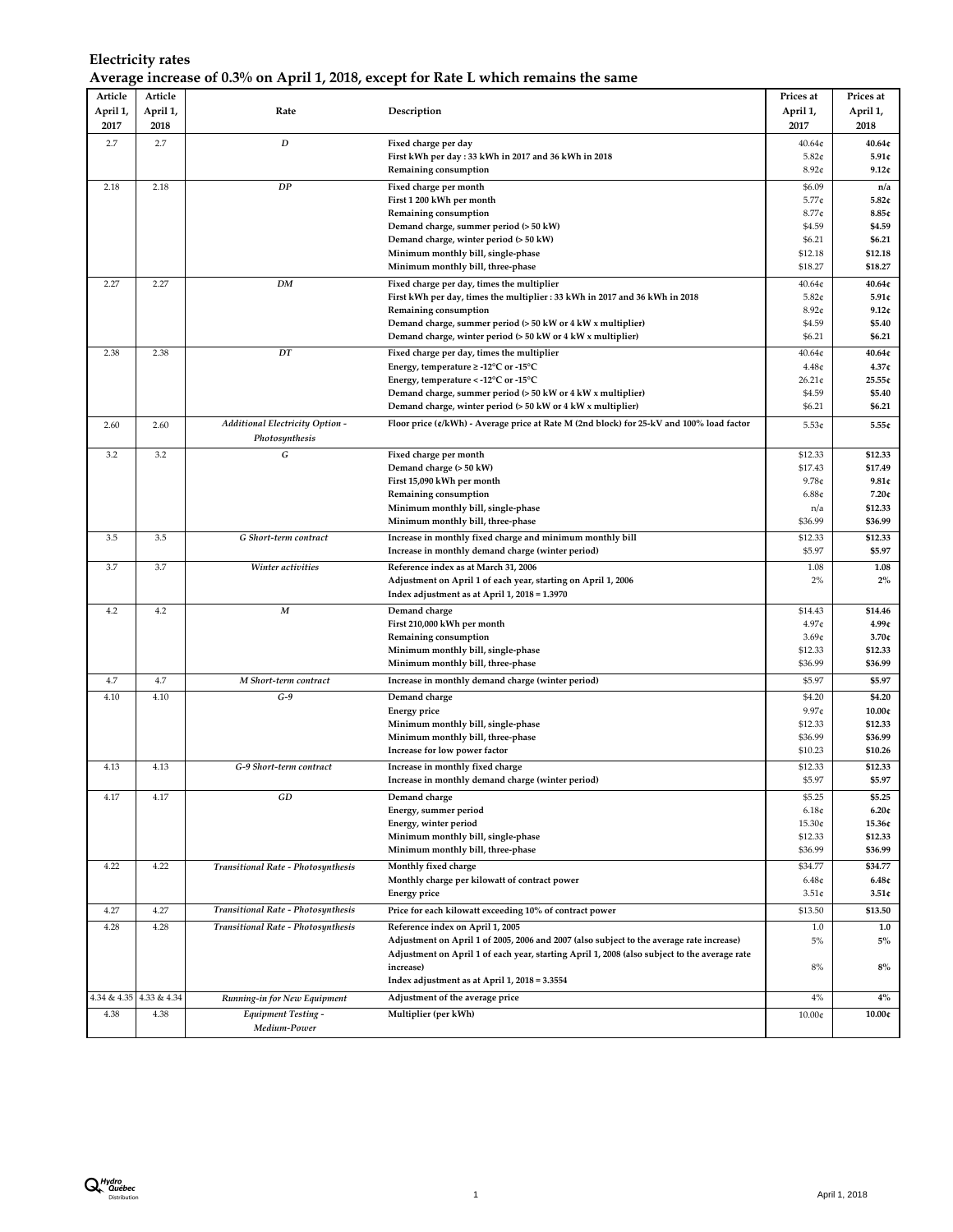# Electricity rates

## Average increase of 0.3% on April 1, 2018, except for Rate L which remains the same

| Article April 1, 2017 | Article April 1, 2018 | Rate | Description | Prices at April 1, 2017 | Prices at April 1, 2018 |
|---|---|---|---|---|---|
| 2.7 | 2.7 | *D* | Fixed charge per day | 40.64¢ | **40.64¢** |
| | | | First kWh per day : 33 kWh in 2017 and 36 kWh in 2018 | 5.82¢ | **5.91¢** |
| | | | Remaining consumption | 8.92¢ | **9.12¢** |
| 2.18 | 2.18 | *DP* | Fixed charge per month | $6.09 | **n/a** |
| | | | First 1 200 kWh per month | 5.77¢ | **5.82¢** |
| | | | Remaining consumption | 8.77¢ | **8.85¢** |
| | | | Demand charge, summer period (> 50 kW) | $4.59 | **$4.59** |
| | | | Demand charge, winter period (> 50 kW) | $6.21 | **$6.21** |
| | | | Minimum monthly bill, single-phase | $12.18 | **$12.18** |
| | | | Minimum monthly bill, three-phase | $18.27 | **$18.27** |
| 2.27 | 2.27 | *DM* | Fixed charge per day, times the multiplier | 40.64¢ | **40.64¢** |
| | | | First kWh per day, times the multiplier : 33 kWh in 2017 and 36 kWh in 2018 | 5.82¢ | **5.91¢** |
| | | | Remaining consumption | 8.92¢ | **9.12¢** |
| | | | Demand charge, summer period (> 50 kW or 4 kW x multiplier) | $4.59 | **$5.40** |
| | | | Demand charge, winter period (> 50 kW or 4 kW x multiplier) | $6.21 | **$6.21** |
| 2.38 | 2.38 | *DT* | Fixed charge per day, times the multiplier | 40.64¢ | **40.64¢** |
| | | | Energy, temperature ≥ -12°C or -15°C | 4.48¢ | **4.37¢** |
| | | | Energy, temperature < -12°C or -15°C | 26.21¢ | **25.55¢** |
| | | | Demand charge, summer period (> 50 kW or 4 kW x multiplier) | $4.59 | **$5.40** |
| | | | Demand charge, winter period (> 50 kW or 4 kW x multiplier) | $6.21 | **$6.21** |
| 2.60 | 2.60 | *Additional Electricity Option - Photosynthesis* | Floor price (¢/kWh) - Average price at Rate M (2nd block) for 25-kV and 100% load factor | 5.53¢ | **5.55¢** |
| 3.2 | 3.2 | *G* | Fixed charge per month | $12.33 | **$12.33** |
| | | | Demand charge (> 50 kW) | $17.43 | **$17.49** |
| | | | First 15,090 kWh per month | 9.78¢ | **9.81¢** |
| | | | Remaining consumption | 6.88¢ | **7.20¢** |
| | | | Minimum monthly bill, single-phase | n/a | **$12.33** |
| | | | Minimum monthly bill, three-phase | $36.99 | **$36.99** |
| 3.5 | 3.5 | *G Short-term contract* | Increase in monthly fixed charge and minimum monthly bill | $12.33 | **$12.33** |
| | | | Increase in monthly demand charge (winter period) | $5.97 | **$5.97** |
| 3.7 | 3.7 | *Winter activities* | Reference index as at March 31, 2006 | 1.08 | **1.08** |
| | | | Adjustment on April 1 of each year, starting on April 1, 2006 | 2% | **2%** |
| | | | Index adjustment as at April 1, 2018 = 1.3970 | | |
| 4.2 | 4.2 | *M* | Demand charge | $14.43 | **$14.46** |
| | | | First 210,000 kWh per month | 4.97¢ | **4.99¢** |
| | | | Remaining consumption | 3.69¢ | **3.70¢** |
| | | | Minimum monthly bill, single-phase | $12.33 | **$12.33** |
| | | | Minimum monthly bill, three-phase | $36.99 | **$36.99** |
| 4.7 | 4.7 | *M Short-term contract* | Increase in monthly demand charge (winter period) | $5.97 | **$5.97** |
| 4.10 | 4.10 | *G-9* | Demand charge | $4.20 | **$4.20** |
| | | | Energy price | 9.97¢ | **10.00¢** |
| | | | Minimum monthly bill, single-phase | $12.33 | **$12.33** |
| | | | Minimum monthly bill, three-phase | $36.99 | **$36.99** |
| | | | Increase for low power factor | $10.23 | **$10.26** |
| 4.13 | 4.13 | *G-9 Short-term contract* | Increase in monthly fixed charge | $12.33 | **$12.33** |
| | | | Increase in monthly demand charge (winter period) | $5.97 | **$5.97** |
| 4.17 | 4.17 | *GD* | Demand charge | $5.25 | **$5.25** |
| | | | Energy, summer period | 6.18¢ | **6.20¢** |
| | | | Energy, winter period | 15.30¢ | **15.36¢** |
| | | | Minimum monthly bill, single-phase | $12.33 | **$12.33** |
| | | | Minimum monthly bill, three-phase | $36.99 | **$36.99** |
| 4.22 | 4.22 | *Transitional Rate - Photosynthesis* | Monthly fixed charge | $34.77 | **$34.77** |
| | | | Monthly charge per kilowatt of contract power | 6.48¢ | **6.48¢** |
| | | | Energy price | 3.51¢ | **3.51¢** |
| 4.27 | 4.27 | *Transitional Rate - Photosynthesis* | Price for each kilowatt exceeding 10% of contract power | $13.50 | **$13.50** |
| 4.28 | 4.28 | *Transitional Rate - Photosynthesis* | Reference index on April 1, 2005 | 1.0 | **1.0** |
| | | | Adjustment on April 1 of 2005, 2006 and 2007 (also subject to the average rate increase) | 5% | **5%** |
| | | | Adjustment on April 1 of each year, starting April 1, 2008 (also subject to the average rate increase) | 8% | **8%** |
| | | | Index adjustment as at April 1, 2018 = 3.3554 | | |
| 4.34 & 4.35 | 4.33 & 4.34 | *Running-in for New Equipment* | Adjustment of the average price | 4% | **4%** |
| 4.38 | 4.38 | *Equipment Testing - Medium-Power* | Multiplier (per kWh) | 10.00¢ | **10.00¢** |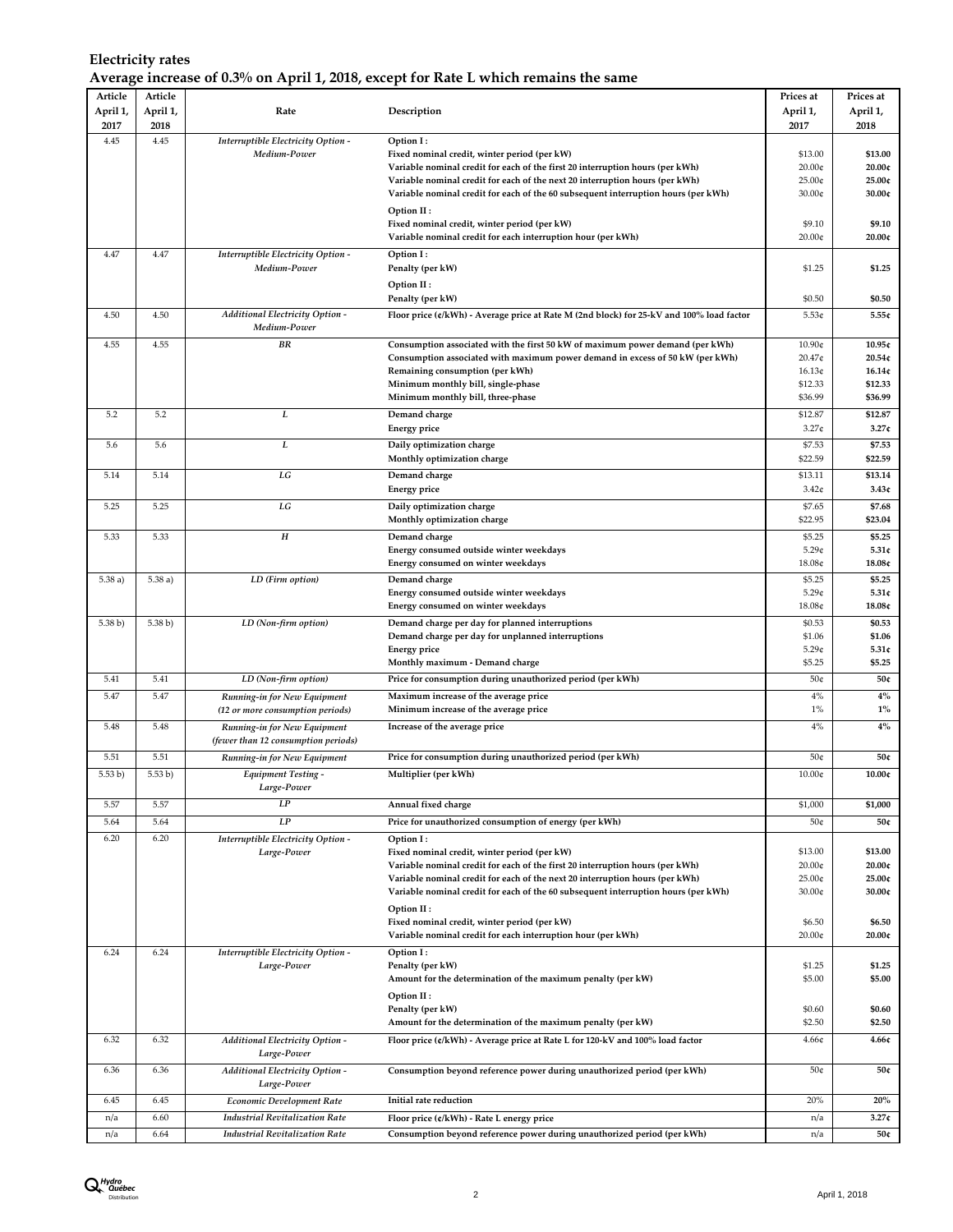**Electricity rates**
**Average increase of 0.3% on April 1, 2018, except for Rate L which remains the same**

| Article April 1, 2017 | Article April 1, 2018 | Rate | Description | Prices at April 1, 2017 | Prices at April 1, 2018 |
|---|---|---|---|---|---|
| 4.45 | 4.45 | *Interruptible Electricity Option - Medium-Power* | **Option I :** | | |
| | | | Fixed nominal credit, winter period (per kW) | $13.00 | **$13.00** |
| | | | Variable nominal credit for each of the first 20 interruption hours (per kWh) | 20.00¢ | **20.00¢** |
| | | | Variable nominal credit for each of the next 20 interruption hours (per kWh) | 25.00¢ | **25.00¢** |
| | | | Variable nominal credit for each of the 60 subsequent interruption hours (per kWh) | 30.00¢ | **30.00¢** |
| | | | **Option II :** | | |
| | | | Fixed nominal credit, winter period (per kW) | $9.10 | **$9.10** |
| | | | Variable nominal credit for each interruption hour (per kWh) | 20.00¢ | **20.00¢** |
| 4.47 | 4.47 | *Interruptible Electricity Option - Medium-Power* | **Option I :** | | |
| | | | Penalty (per kW) | $1.25 | **$1.25** |
| | | | **Option II :** | | |
| | | | Penalty (per kW) | $0.50 | **$0.50** |
| 4.50 | 4.50 | *Additional Electricity Option - Medium-Power* | Floor price (¢/kWh) - Average price at Rate M (2nd block) for 25-kV and 100% load factor | 5.53¢ | **5.55¢** |
| 4.55 | 4.55 | *BR* | Consumption associated with the first 50 kW of maximum power demand (per kWh) | 10.90¢ | **10.95¢** |
| | | | Consumption associated with maximum power demand in excess of 50 kW (per kWh) | 20.47¢ | **20.54¢** |
| | | | Remaining consumption (per kWh) | 16.13¢ | **16.14¢** |
| | | | Minimum monthly bill, single-phase | $12.33 | **$12.33** |
| | | | Minimum monthly bill, three-phase | $36.99 | **$36.99** |
| 5.2 | 5.2 | *L* | Demand charge | $12.87 | **$12.87** |
| | | | Energy price | 3.27¢ | **3.27¢** |
| 5.6 | 5.6 | *L* | Daily optimization charge | $7.53 | **$7.53** |
| | | | Monthly optimization charge | $22.59 | **$22.59** |
| 5.14 | 5.14 | *LG* | Demand charge | $13.11 | **$13.14** |
| | | | Energy price | 3.42¢ | **3.43¢** |
| 5.25 | 5.25 | *LG* | Daily optimization charge | $7.65 | **$7.68** |
| | | | Monthly optimization charge | $22.95 | **$23.04** |
| 5.33 | 5.33 | *H* | Demand charge | $5.25 | **$5.25** |
| | | | Energy consumed outside winter weekdays | 5.29¢ | **5.31¢** |
| | | | Energy consumed on winter weekdays | 18.08¢ | **18.08¢** |
| 5.38 a) | 5.38 a) | *LD (Firm option)* | Demand charge | $5.25 | **$5.25** |
| | | | Energy consumed outside winter weekdays | 5.29¢ | **5.31¢** |
| | | | Energy consumed on winter weekdays | 18.08¢ | **18.08¢** |
| 5.38 b) | 5.38 b) | *LD (Non-firm option)* | Demand charge per day for planned interruptions | $0.53 | **$0.53** |
| | | | Demand charge per day for unplanned interruptions | $1.06 | **$1.06** |
| | | | Energy price | 5.29¢ | **5.31¢** |
| | | | Monthly maximum - Demand charge | $5.25 | **$5.25** |
| 5.41 | 5.41 | *LD (Non-firm option)* | Price for consumption during unauthorized period (per kWh) | 50¢ | **50¢** |
| 5.47 | 5.47 | *Running-in for New Equipment (12 or more consumption periods)* | Maximum increase of the average price | 4% | **4%** |
| | | | Minimum increase of the average price | 1% | **1%** |
| 5.48 | 5.48 | *Running-in for New Equipment (fewer than 12 consumption periods)* | Increase of the average price | 4% | **4%** |
| 5.51 | 5.51 | *Running-in for New Equipment* | Price for consumption during unauthorized period (per kWh) | 50¢ | **50¢** |
| 5.53 b) | 5.53 b) | *Equipment Testing - Large-Power* | Multiplier (per kWh) | 10.00¢ | **10.00¢** |
| 5.57 | 5.57 | *LP* | Annual fixed charge | $1,000 | **$1,000** |
| 5.64 | 5.64 | *LP* | Price for unauthorized consumption of energy (per kWh) | 50¢ | **50¢** |
| 6.20 | 6.20 | *Interruptible Electricity Option - Large-Power* | **Option I :** | | |
| | | | Fixed nominal credit, winter period (per kW) | $13.00 | **$13.00** |
| | | | Variable nominal credit for each of the first 20 interruption hours (per kWh) | 20.00¢ | **20.00¢** |
| | | | Variable nominal credit for each of the next 20 interruption hours (per kWh) | 25.00¢ | **25.00¢** |
| | | | Variable nominal credit for each of the 60 subsequent interruption hours (per kWh) | 30.00¢ | **30.00¢** |
| | | | **Option II :** | | |
| | | | Fixed nominal credit, winter period (per kW) | $6.50 | **$6.50** |
| | | | Variable nominal credit for each interruption hour (per kWh) | 20.00¢ | **20.00¢** |
| 6.24 | 6.24 | *Interruptible Electricity Option - Large-Power* | **Option I :** | | |
| | | | Penalty (per kW) | $1.25 | **$1.25** |
| | | | Amount for the determination of the maximum penalty (per kW) | $5.00 | **$5.00** |
| | | | **Option II :** | | |
| | | | Penalty (per kW) | $0.60 | **$0.60** |
| | | | Amount for the determination of the maximum penalty (per kW) | $2.50 | **$2.50** |
| 6.32 | 6.32 | *Additional Electricity Option - Large-Power* | Floor price (¢/kWh) - Average price at Rate L for 120-kV and 100% load factor | 4.66¢ | **4.66¢** |
| 6.36 | 6.36 | *Additional Electricity Option - Large-Power* | Consumption beyond reference power during unauthorized period (per kWh) | 50¢ | **50¢** |
| 6.45 | 6.45 | *Economic Development Rate* | Initial rate reduction | 20% | **20%** |
| n/a | 6.60 | *Industrial Revitalization Rate* | Floor price (¢/kWh) - Rate L energy price | n/a | **3.27¢** |
| n/a | 6.64 | *Industrial Revitalization Rate* | Consumption beyond reference power during unauthorized period (per kWh) | n/a | **50¢** |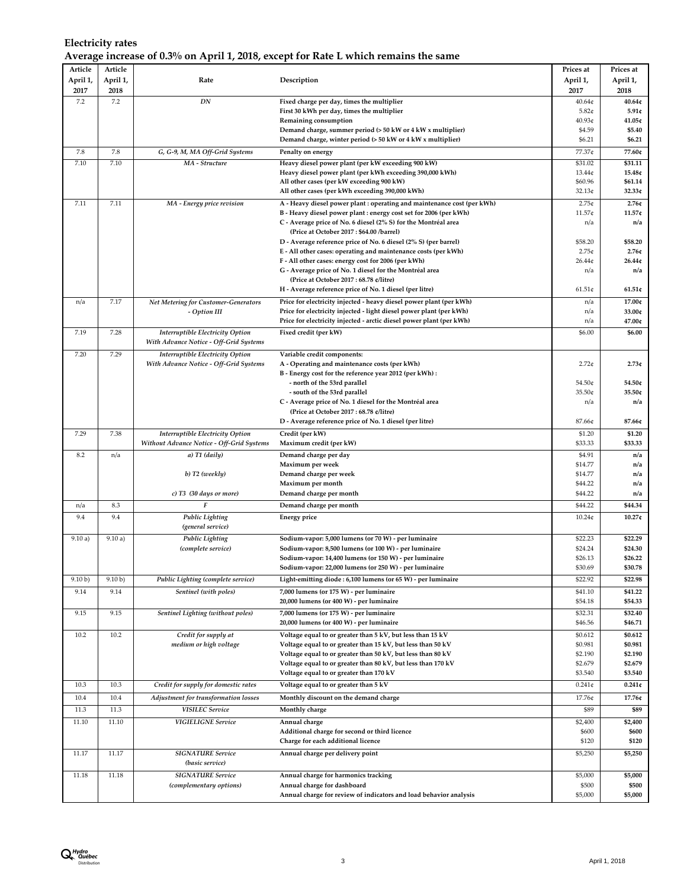# Electricity rates

## Average increase of 0.3% on April 1, 2018, except for Rate L which remains the same

| Article April 1, 2017 | Article April 1, 2018 | Rate | Description | Prices at April 1, 2017 | Prices at April 1, 2018 |
|---|---|---|---|---|---|
| 7.2 | 7.2 | *DN* | Fixed charge per day, times the multiplier | 40.64¢ | **40.64¢** |
| | | | First 30 kWh per day, times the multiplier | 5.82¢ | **5.91¢** |
| | | | Remaining consumption | 40.93¢ | **41.05¢** |
| | | | Demand charge, summer period (> 50 kW or 4 kW x multiplier) | $4.59 | **$5.40** |
| | | | Demand charge, winter period (> 50 kW or 4 kW x multiplier) | $6.21 | **$6.21** |
| 7.8 | 7.8 | *G, G-9, M, MA Off-Grid Systems* | Penalty on energy | 77.37¢ | **77.60¢** |
| 7.10 | 7.10 | *MA - Structure* | Heavy diesel power plant (per kW exceeding 900 kW) | $31.02 | **$31.11** |
| | | | Heavy diesel power plant (per kWh exceeding 390,000 kWh) | 13.44¢ | **15.48¢** |
| | | | All other cases (per kW exceeding 900 kW) | $60.96 | **$61.14** |
| | | | All other cases (per kWh exceeding 390,000 kWh) | 32.13¢ | **32.33¢** |
| 7.11 | 7.11 | *MA - Energy price revision* | A - Heavy diesel power plant : operating and maintenance cost (per kWh) | 2.75¢ | **2.76¢** |
| | | | B - Heavy diesel power plant : energy cost set for 2006 (per kWh) | 11.57¢ | **11.57¢** |
| | | | C - Average price of No. 6 diesel (2% S) for the Montréal area (Price at October 2017 : $64.00 /barrel) | n/a | **n/a** |
| | | | D - Average reference price of No. 6 diesel (2% S) (per barrel) | $58.20 | **$58.20** |
| | | | E - All other cases: operating and maintenance costs (per kWh) | 2.75¢ | **2.76¢** |
| | | | F - All other cases: energy cost for 2006 (per kWh) | 26.44¢ | **26.44¢** |
| | | | G - Average price of No. 1 diesel for the Montréal area (Price at October 2017 : 68.78 ¢/litre) | n/a | **n/a** |
| | | | H - Average reference price of No. 1 diesel (per litre) | 61.51¢ | **61.51¢** |
| n/a | 7.17 | *Net Metering for Customer-Generators - Option III* | Price for electricity injected - heavy diesel power plant (per kWh) | n/a | **17.00¢** |
| | | | Price for electricity injected - light diesel power plant (per kWh) | n/a | **33.00¢** |
| | | | Price for electricity injected - arctic diesel power plant (per kWh) | n/a | **47.00¢** |
| 7.19 | 7.28 | *Interruptible Electricity Option With Advance Notice - Off-Grid Systems* | Fixed credit (per kW) | $6.00 | **$6.00** |
| 7.20 | 7.29 | *Interruptible Electricity Option With Advance Notice - Off-Grid Systems* | Variable credit components: | | |
| | | | A - Operating and maintenance costs (per kWh) | 2.72¢ | **2.73¢** |
| | | | B - Energy cost for the reference year 2012 (per kWh) : | | |
| | | | - north of the 53rd parallel | 54.50¢ | **54.50¢** |
| | | | - south of the 53rd parallel | 35.50¢ | **35.50¢** |
| | | | C - Average price of No. 1 diesel for the Montréal area (Price at October 2017 : 68.78 ¢/litre) | n/a | **n/a** |
| | | | D - Average reference price of No. 1 diesel (per litre) | 87.66¢ | **87.66¢** |
| 7.29 | 7.38 | *Interruptible Electricity Option Without Advance Notice - Off-Grid Systems* | Credit (per kW) | $1.20 | **$1.20** |
| | | | Maximum credit (per kW) | $33.33 | **$33.33** |
| 8.2 | n/a | *a) T1 (daily)* | Demand charge per day | $4.91 | **n/a** |
| | | | Maximum per week | $14.77 | **n/a** |
| | | *b) T2 (weekly)* | Demand charge per week | $14.77 | **n/a** |
| | | | Maximum per month | $44.22 | **n/a** |
| | | *c) T3 (30 days or more)* | Demand charge per month | $44.22 | **n/a** |
| n/a | 8.3 | *F* | Demand charge per month | $44.22 | **$44.34** |
| 9.4 | 9.4 | *Public Lighting (general service)* | Energy price | 10.24¢ | **10.27¢** |
| 9.10 a) | 9.10 a) | *Public Lighting (complete service)* | Sodium-vapor: 5,000 lumens (or 70 W) - per luminaire | $22.23 | **$22.29** |
| | | | Sodium-vapor: 8,500 lumens (or 100 W) - per luminaire | $24.24 | **$24.30** |
| | | | Sodium-vapor: 14,400 lumens (or 150 W) - per luminaire | $26.13 | **$26.22** |
| | | | Sodium-vapor: 22,000 lumens (or 250 W) - per luminaire | $30.69 | **$30.78** |
| 9.10 b) | 9.10 b) | *Public Lighting (complete service)* | Light-emitting diode : 6,100 lumens (or 65 W) - per luminaire | $22.92 | **$22.98** |
| 9.14 | 9.14 | *Sentinel (with poles)* | 7,000 lumens (or 175 W) - per luminaire | $41.10 | **$41.22** |
| | | | 20,000 lumens (or 400 W) - per luminaire | $54.18 | **$54.33** |
| 9.15 | 9.15 | *Sentinel Lighting (without poles)* | 7,000 lumens (or 175 W) - per luminaire | $32.31 | **$32.40** |
| | | | 20,000 lumens (or 400 W) - per luminaire | $46.56 | **$46.71** |
| 10.2 | 10.2 | *Credit for supply at medium or high voltage* | Voltage equal to or greater than 5 kV, but less than 15 kV | $0.612 | **$0.612** |
| | | | Voltage equal to or greater than 15 kV, but less than 50 kV | $0.981 | **$0.981** |
| | | | Voltage equal to or greater than 50 kV, but less than 80 kV | $2.190 | **$2.190** |
| | | | Voltage equal to or greater than 80 kV, but less than 170 kV | $2.679 | **$2.679** |
| | | | Voltage equal to or greater than 170 kV | $3.540 | **$3.540** |
| 10.3 | 10.3 | *Credit for supply for domestic rates* | Voltage equal to or greater than 5 kV | 0.241¢ | **0.241¢** |
| 10.4 | 10.4 | *Adjustment for transformation losses* | Monthly discount on the demand charge | 17.76¢ | **17.76¢** |
| 11.3 | 11.3 | *VISILEC Service* | Monthly charge | $89 | **$89** |
| 11.10 | 11.10 | *VIGIELIGNE Service* | Annual charge | $2,400 | **$2,400** |
| | | | Additional charge for second or third licence | $600 | **$600** |
| | | | Charge for each additional licence | $120 | **$120** |
| 11.17 | 11.17 | *SIGNATURE Service (basic service)* | Annual charge per delivery point | $5,250 | **$5,250** |
| 11.18 | 11.18 | *SIGNATURE Service (complementary options)* | Annual charge for harmonics tracking | $5,000 | **$5,000** |
| | | | Annual charge for dashboard | $500 | **$500** |
| | | | Annual charge for review of indicators and load behavior analysis | $5,000 | **$5,000** |